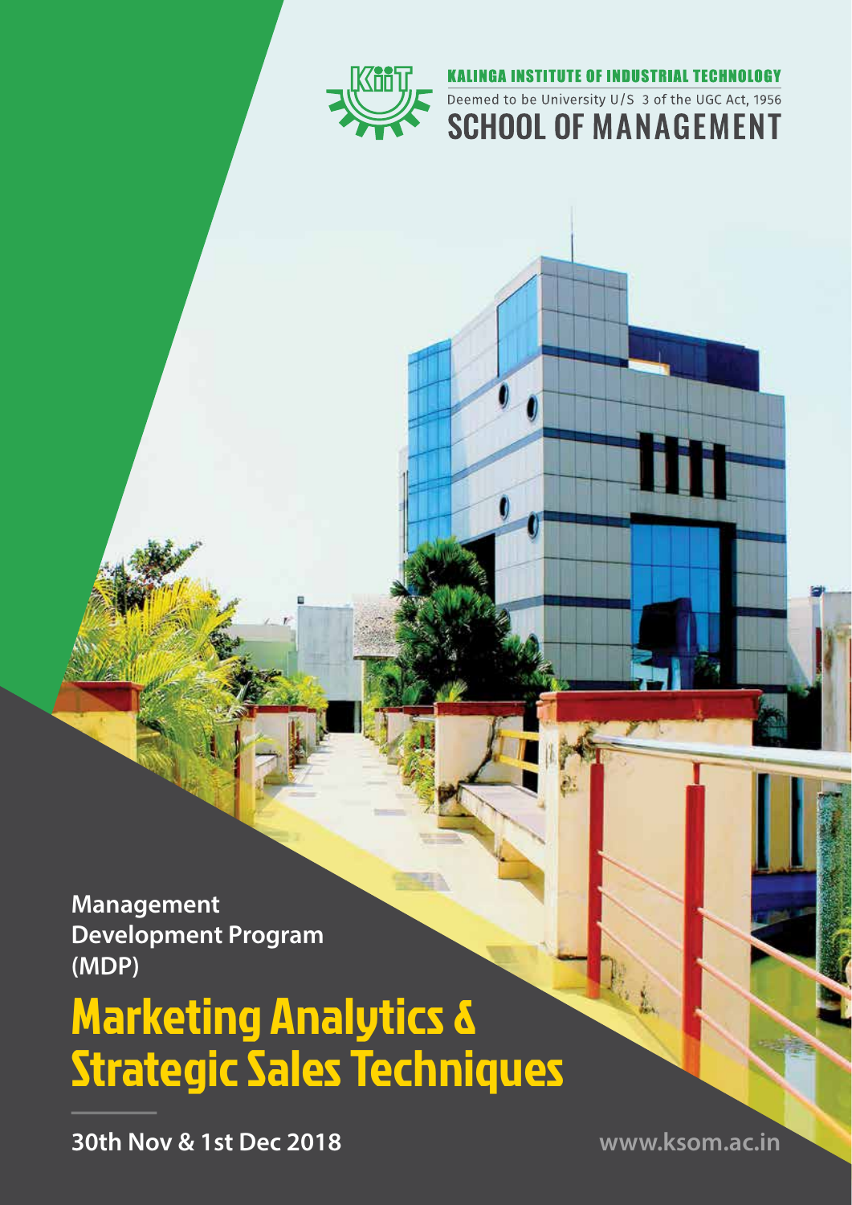KALINGA INSTITUTE OF INDUSTRIAL TECHNOLOGY

Deemed to be University U/S 3 of the UGC Act, 1956

SCHOOL OF MANAGEMENT

**Management Development Program (MDP)**

# Marketing Analytics & Strategic Sales Techniques

**30th Nov & 1st Dec 2018**

www.ksom.ac.in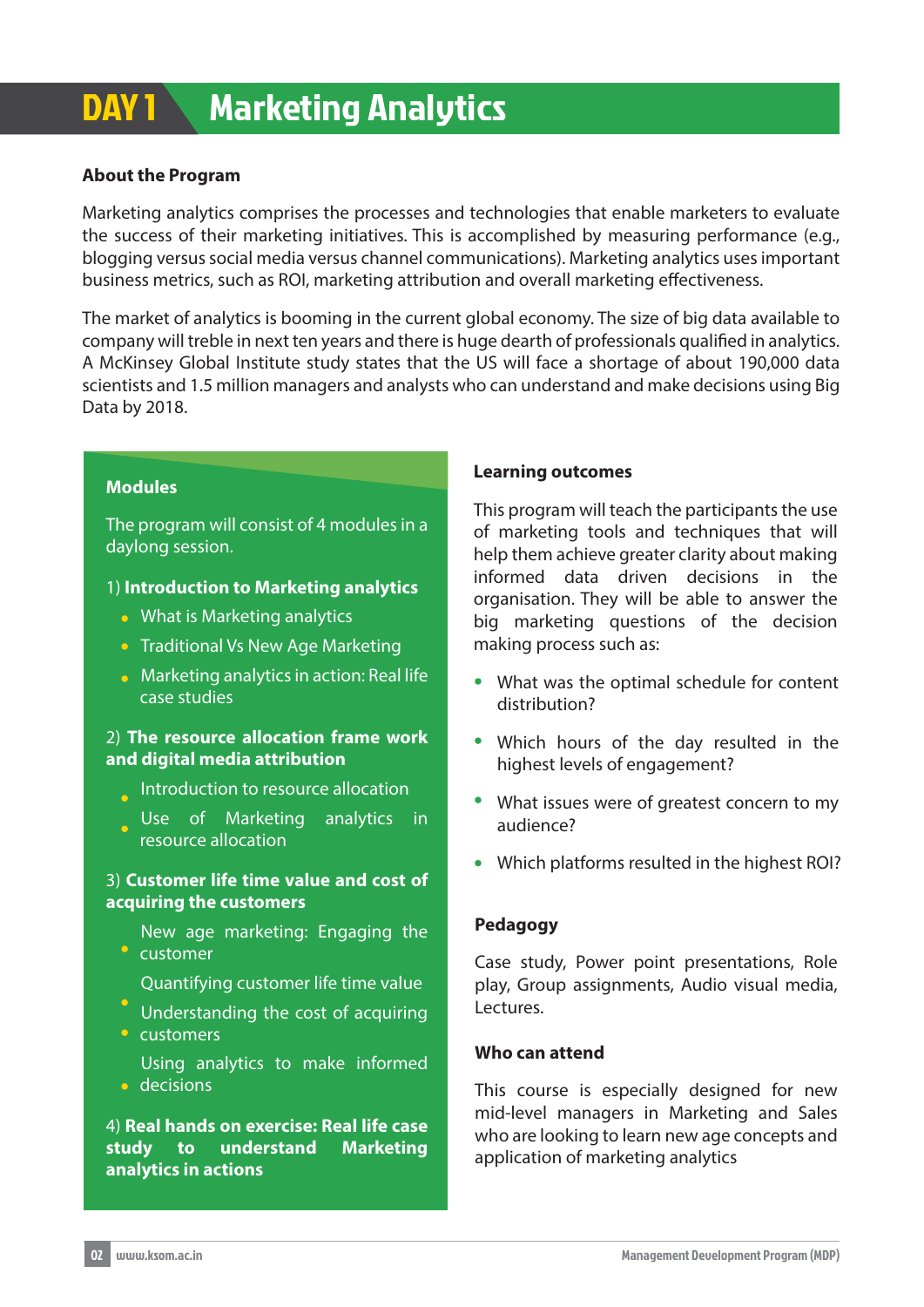# DAY 1 Marketing Analytics

### About the Program

Marketing analytics comprises the processes and technologies that enable marketers to evaluate the success of their marketing initiatives. This is accomplished by measuring performance (e.g., blogging versus social media versus channel communications). Marketing analytics uses important business metrics, such as ROI, marketing attribution and overall marketing effectiveness.

The market of analytics is booming in the current global economy. The size of big data available to company will treble in next ten years and there is huge dearth of professionals qualified in analytics. A McKinsey Global Institute study states that the US will face a shortage of about 190,000 data scientists and 1.5 million managers and analysts who can understand and make decisions using Big Data by 2018.

### Modules

The program will consist of 4 modules in a daylong session.

1) **Introduction to Marketing analytics**

- What is Marketing analytics
- Traditional Vs New Age Marketing
- Marketing analytics in action: Real life case studies

2) **The resource allocation frame work and digital media attribution**

- Introduction to resource allocation
- Use of Marketing analytics in resource allocation

3) **Customer life time value and cost of acquiring the customers**

- New age marketing: Engaging the customer
- Quantifying customer life time value
- Understanding the cost of acquiring customers
- Using analytics to make informed decisions

4) **Real hands on exercise: Real life case study to understand Marketing analytics in actions**

### Learning outcomes

This program will teach the participants the use of marketing tools and techniques that will help them achieve greater clarity about making informed data driven decisions in the organisation. They will be able to answer the big marketing questions of the decision making process such as:

- What was the optimal schedule for content distribution?
- Which hours of the day resulted in the highest levels of engagement?
- What issues were of greatest concern to my audience?
- Which platforms resulted in the highest ROI?

### Pedagogy

Case study, Power point presentations, Role play, Group assignments, Audio visual media, Lectures.

### Who can attend

This course is especially designed for new mid-level managers in Marketing and Sales who are looking to learn new age concepts and application of marketing analytics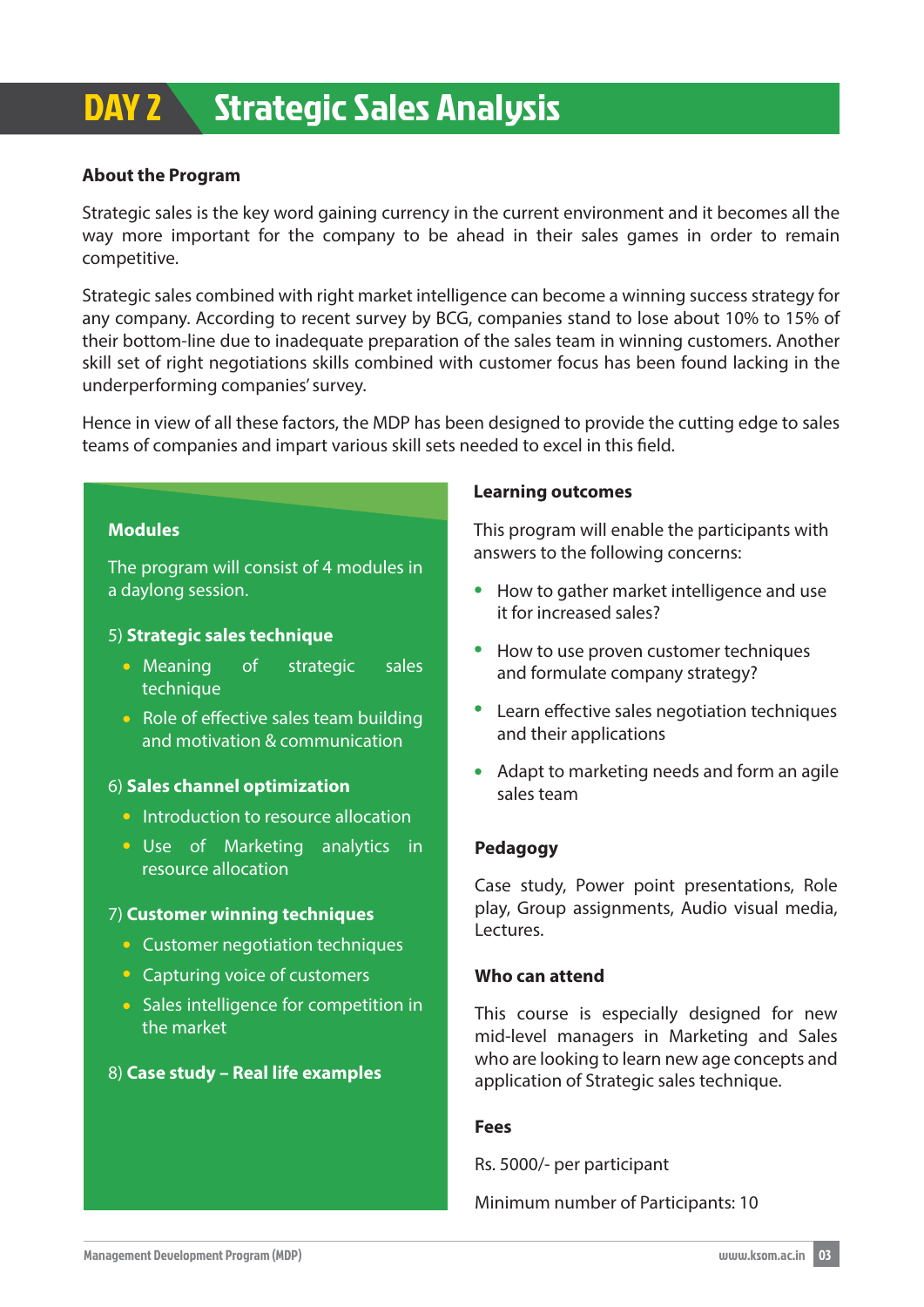# DAY 2 Strategic Sales Analysis

**About the Program**

Strategic sales is the key word gaining currency in the current environment and it becomes all the way more important for the company to be ahead in their sales games in order to remain competitive.

Strategic sales combined with right market intelligence can become a winning success strategy for any company. According to recent survey by BCG, companies stand to lose about 10% to 15% of their bottom-line due to inadequate preparation of the sales team in winning customers. Another skill set of right negotiations skills combined with customer focus has been found lacking in the underperforming companies' survey.

Hence in view of all these factors, the MDP has been designed to provide the cutting edge to sales teams of companies and impart various skill sets needed to excel in this field.

**Modules**

The program will consist of 4 modules in a daylong session.

5) **Strategic sales technique**

- Meaning of strategic sales technique
- Role of effective sales team building and motivation & communication

6) **Sales channel optimization**

- Introduction to resource allocation
- Use of Marketing analytics in resource allocation

7) **Customer winning techniques**

- Customer negotiation techniques
- Capturing voice of customers
- Sales intelligence for competition in the market

8) **Case study – Real life examples**

**Learning outcomes**

This program will enable the participants with answers to the following concerns:

- How to gather market intelligence and use it for increased sales?
- How to use proven customer techniques and formulate company strategy?
- Learn effective sales negotiation techniques and their applications
- Adapt to marketing needs and form an agile sales team

**Pedagogy**

Case study, Power point presentations, Role play, Group assignments, Audio visual media, Lectures.

**Who can attend**

This course is especially designed for new mid-level managers in Marketing and Sales who are looking to learn new age concepts and application of Strategic sales technique.

**Fees**

Rs. 5000/- per participant

Minimum number of Participants: 10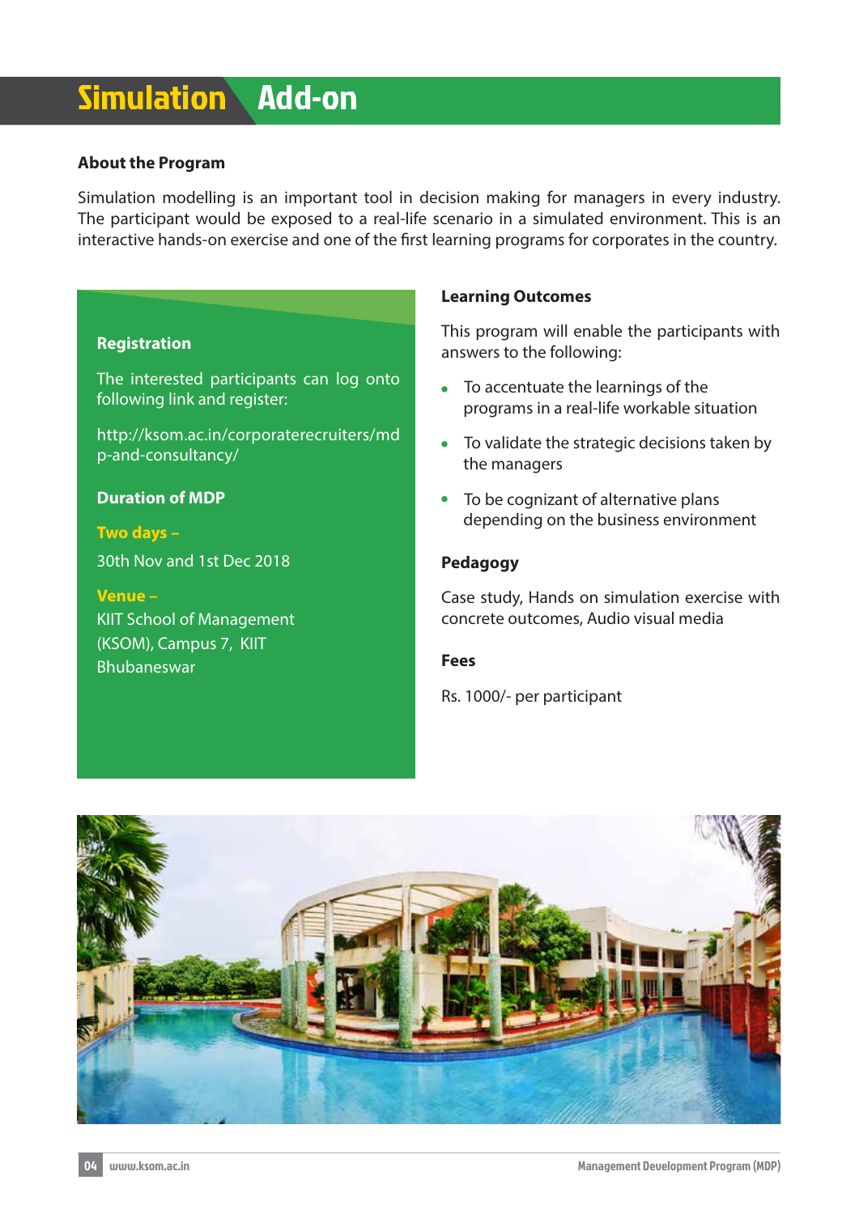# Simulation Add-on

### About the Program

Simulation modelling is an important tool in decision making for managers in every industry. The participant would be exposed to a real-life scenario in a simulated environment. This is an interactive hands-on exercise and one of the first learning programs for corporates in the country.

### Registration

The interested participants can log onto following link and register:

http://ksom.ac.in/corporaterecruiters/mdp-and-consultancy/

### Duration of MDP

**Two days –**

30th Nov and 1st Dec 2018

**Venue –**
KIIT School of Management (KSOM), Campus 7, KIIT Bhubaneswar

### Learning Outcomes

This program will enable the participants with answers to the following:

- To accentuate the learnings of the programs in a real-life workable situation
- To validate the strategic decisions taken by the managers
- To be cognizant of alternative plans depending on the business environment

### Pedagogy

Case study, Hands on simulation exercise with concrete outcomes, Audio visual media

### Fees

Rs. 1000/- per participant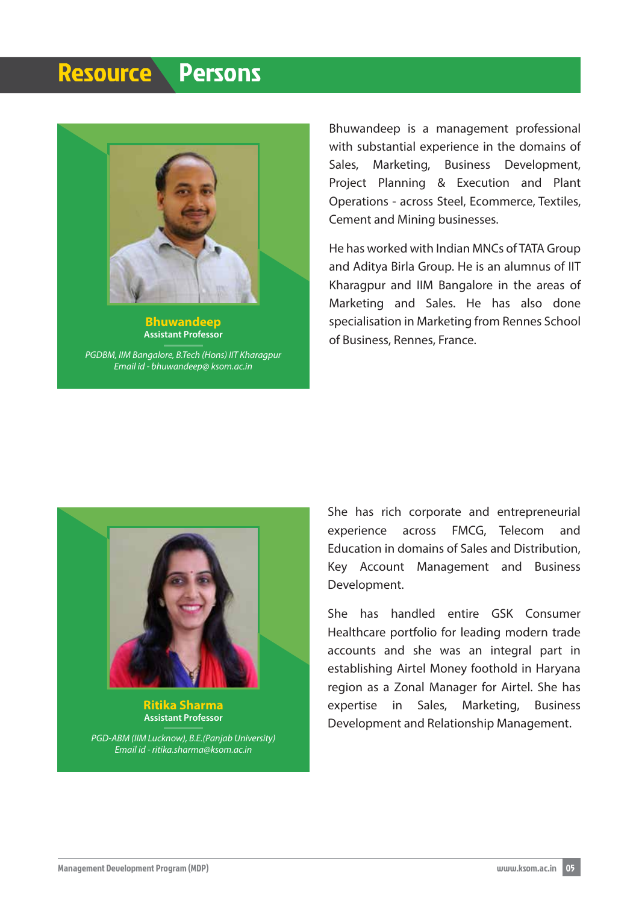# Resource Persons

**Bhuwandeep**
**Assistant Professor**

*PGDBM, IIM Bangalore, B.Tech (Hons) IIT Kharagpur*
*Email id - bhuwandeep@ ksom.ac.in*

Bhuwandeep is a management professional with substantial experience in the domains of Sales, Marketing, Business Development, Project Planning & Execution and Plant Operations - across Steel, Ecommerce, Textiles, Cement and Mining businesses.

He has worked with Indian MNCs of TATA Group and Aditya Birla Group. He is an alumnus of IIT Kharagpur and IIM Bangalore in the areas of Marketing and Sales. He has also done specialisation in Marketing from Rennes School of Business, Rennes, France.

**Ritika Sharma**
**Assistant Professor**

*PGD-ABM (IIM Lucknow), B.E.(Panjab University)*
*Email id - ritika.sharma@ksom.ac.in*

She has rich corporate and entrepreneurial experience across FMCG, Telecom and Education in domains of Sales and Distribution, Key Account Management and Business Development.

She has handled entire GSK Consumer Healthcare portfolio for leading modern trade accounts and she was an integral part in establishing Airtel Money foothold in Haryana region as a Zonal Manager for Airtel. She has expertise in Sales, Marketing, Business Development and Relationship Management.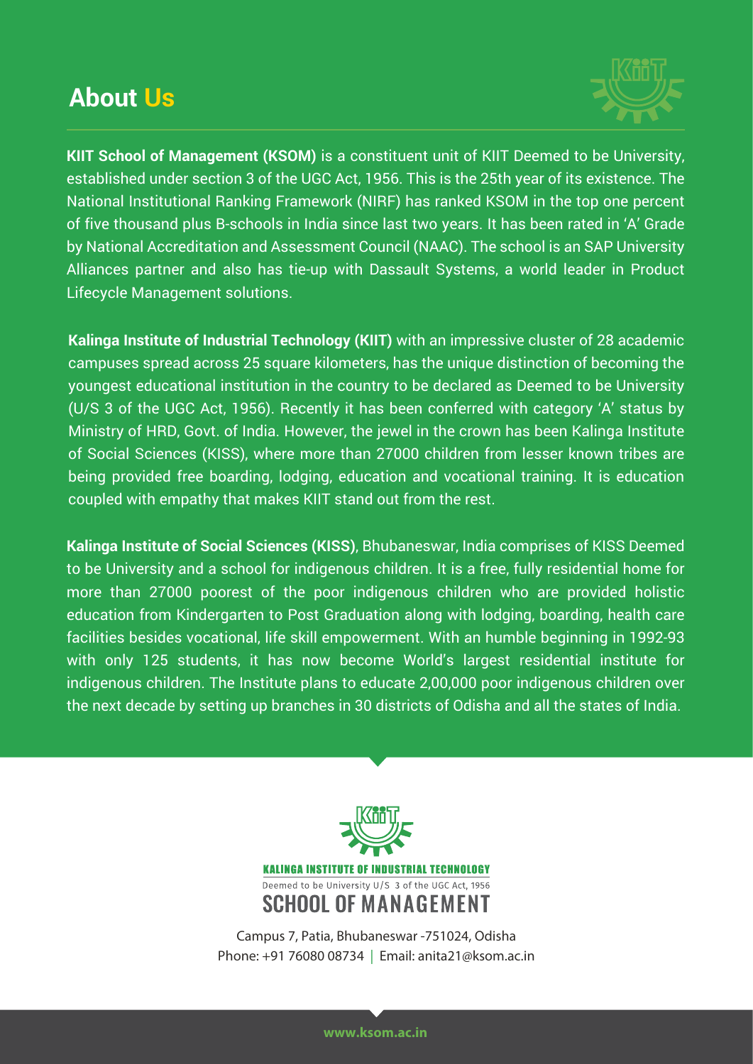# About Us

**KIIT School of Management (KSOM)** is a constituent unit of KIIT Deemed to be University, established under section 3 of the UGC Act, 1956. This is the 25th year of its existence. The National Institutional Ranking Framework (NIRF) has ranked KSOM in the top one percent of five thousand plus B-schools in India since last two years. It has been rated in 'A' Grade by National Accreditation and Assessment Council (NAAC). The school is an SAP University Alliances partner and also has tie-up with Dassault Systems, a world leader in Product Lifecycle Management solutions.

**Kalinga Institute of Industrial Technology (KIIT)** with an impressive cluster of 28 academic campuses spread across 25 square kilometers, has the unique distinction of becoming the youngest educational institution in the country to be declared as Deemed to be University (U/S 3 of the UGC Act, 1956). Recently it has been conferred with category 'A' status by Ministry of HRD, Govt. of India. However, the jewel in the crown has been Kalinga Institute of Social Sciences (KISS), where more than 27000 children from lesser known tribes are being provided free boarding, lodging, education and vocational training. It is education coupled with empathy that makes KIIT stand out from the rest.

**Kalinga Institute of Social Sciences (KISS)**, Bhubaneswar, India comprises of KISS Deemed to be University and a school for indigenous children. It is a free, fully residential home for more than 27000 poorest of the poor indigenous children who are provided holistic education from Kindergarten to Post Graduation along with lodging, boarding, health care facilities besides vocational, life skill empowerment. With an humble beginning in 1992-93 with only 125 students, it has now become World's largest residential institute for indigenous children. The Institute plans to educate 2,00,000 poor indigenous children over the next decade by setting up branches in 30 districts of Odisha and all the states of India.

KALINGA INSTITUTE OF INDUSTRIAL TECHNOLOGY
Deemed to be University U/S 3 of the UGC Act, 1956
SCHOOL OF MANAGEMENT

Campus 7, Patia, Bhubaneswar -751024, Odisha
Phone: +91 76080 08734 | Email: anita21@ksom.ac.in

www.ksom.ac.in